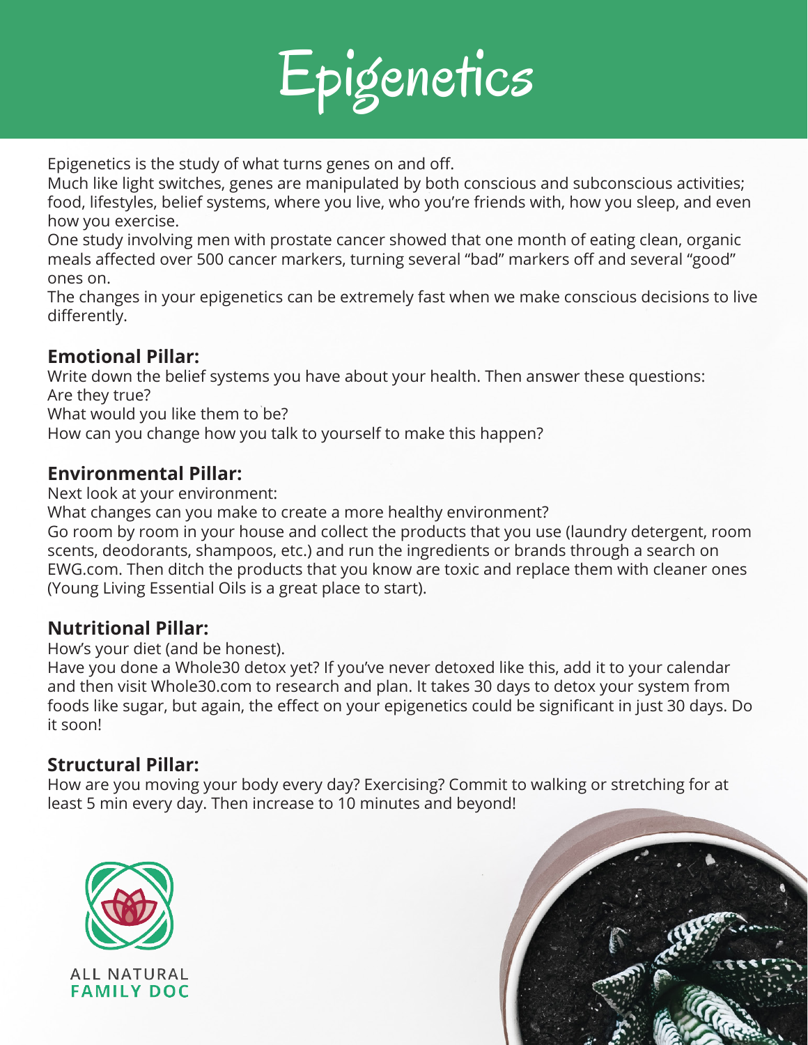# Epigenetics

Epigenetics is the study of what turns genes on and off.
Much like light switches, genes are manipulated by both conscious and subconscious activities; food, lifestyles, belief systems, where you live, who you're friends with, how you sleep, and even how you exercise.
One study involving men with prostate cancer showed that one month of eating clean, organic meals affected over 500 cancer markers, turning several "bad" markers off and several "good" ones on.
The changes in your epigenetics can be extremely fast when we make conscious decisions to live differently.

## Emotional Pillar:

Write down the belief systems you have about your health. Then answer these questions:
Are they true?
What would you like them to be?
How can you change how you talk to yourself to make this happen?

## Environmental Pillar:

Next look at your environment:
What changes can you make to create a more healthy environment?
Go room by room in your house and collect the products that you use (laundry detergent, room scents, deodorants, shampoos, etc.) and run the ingredients or brands through a search on EWG.com. Then ditch the products that you know are toxic and replace them with cleaner ones (Young Living Essential Oils is a great place to start).

## Nutritional Pillar:

How's your diet (and be honest).
Have you done a Whole30 detox yet? If you've never detoxed like this, add it to your calendar and then visit Whole30.com to research and plan. It takes 30 days to detox your system from foods like sugar, but again, the effect on your epigenetics could be significant in just 30 days. Do it soon!

## Structural Pillar:

How are you moving your body every day? Exercising? Commit to walking or stretching for at least 5 min every day. Then increase to 10 minutes and beyond!

ALL NATURAL
FAMILY DOC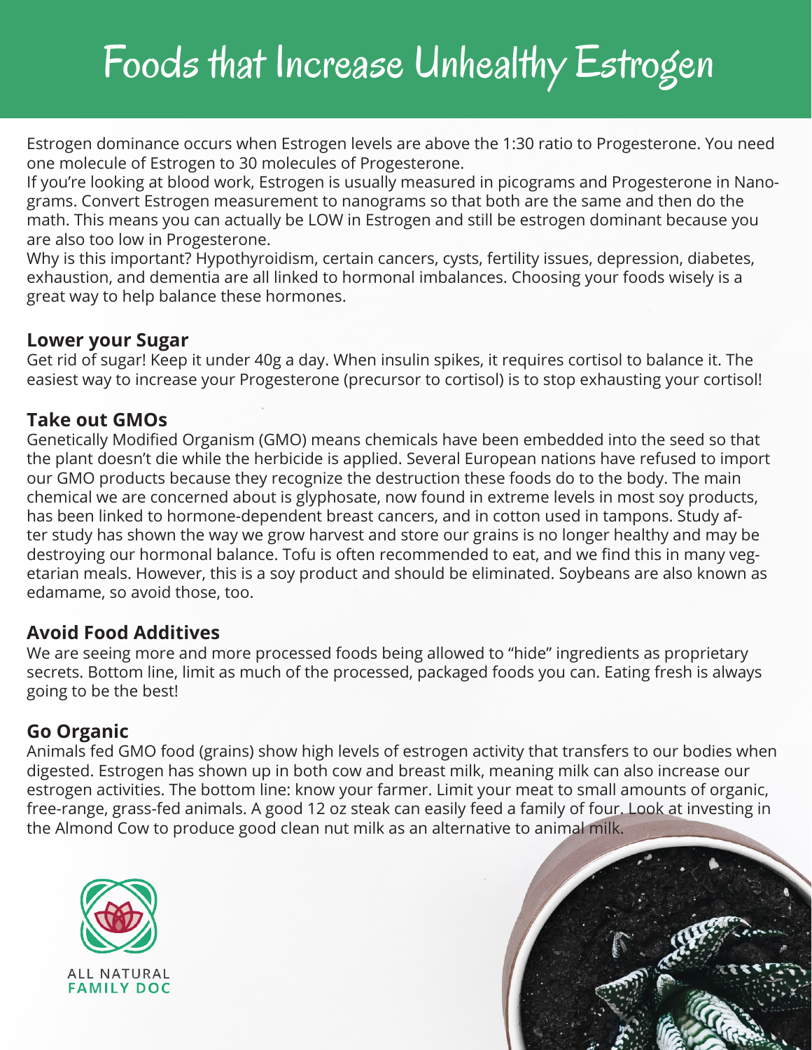# Foods that Increase Unhealthy Estrogen

Estrogen dominance occurs when Estrogen levels are above the 1:30 ratio to Progesterone. You need one molecule of Estrogen to 30 molecules of Progesterone.

If you're looking at blood work, Estrogen is usually measured in picograms and Progesterone in Nanograms. Convert Estrogen measurement to nanograms so that both are the same and then do the math. This means you can actually be LOW in Estrogen and still be estrogen dominant because you are also too low in Progesterone.

Why is this important? Hypothyroidism, certain cancers, cysts, fertility issues, depression, diabetes, exhaustion, and dementia are all linked to hormonal imbalances. Choosing your foods wisely is a great way to help balance these hormones.

**Lower your Sugar**

Get rid of sugar! Keep it under 40g a day. When insulin spikes, it requires cortisol to balance it. The easiest way to increase your Progesterone (precursor to cortisol) is to stop exhausting your cortisol!

**Take out GMOs**

Genetically Modified Organism (GMO) means chemicals have been embedded into the seed so that the plant doesn't die while the herbicide is applied. Several European nations have refused to import our GMO products because they recognize the destruction these foods do to the body. The main chemical we are concerned about is glyphosate, now found in extreme levels in most soy products, has been linked to hormone-dependent breast cancers, and in cotton used in tampons. Study after study has shown the way we grow harvest and store our grains is no longer healthy and may be destroying our hormonal balance. Tofu is often recommended to eat, and we find this in many vegetarian meals. However, this is a soy product and should be eliminated. Soybeans are also known as edamame, so avoid those, too.

**Avoid Food Additives**

We are seeing more and more processed foods being allowed to "hide" ingredients as proprietary secrets. Bottom line, limit as much of the processed, packaged foods you can. Eating fresh is always going to be the best!

**Go Organic**

Animals fed GMO food (grains) show high levels of estrogen activity that transfers to our bodies when digested. Estrogen has shown up in both cow and breast milk, meaning milk can also increase our estrogen activities. The bottom line: know your farmer. Limit your meat to small amounts of organic, free-range, grass-fed animals. A good 12 oz steak can easily feed a family of four. Look at investing in the Almond Cow to produce good clean nut milk as an alternative to animal milk.

ALL NATURAL FAMILY DOC